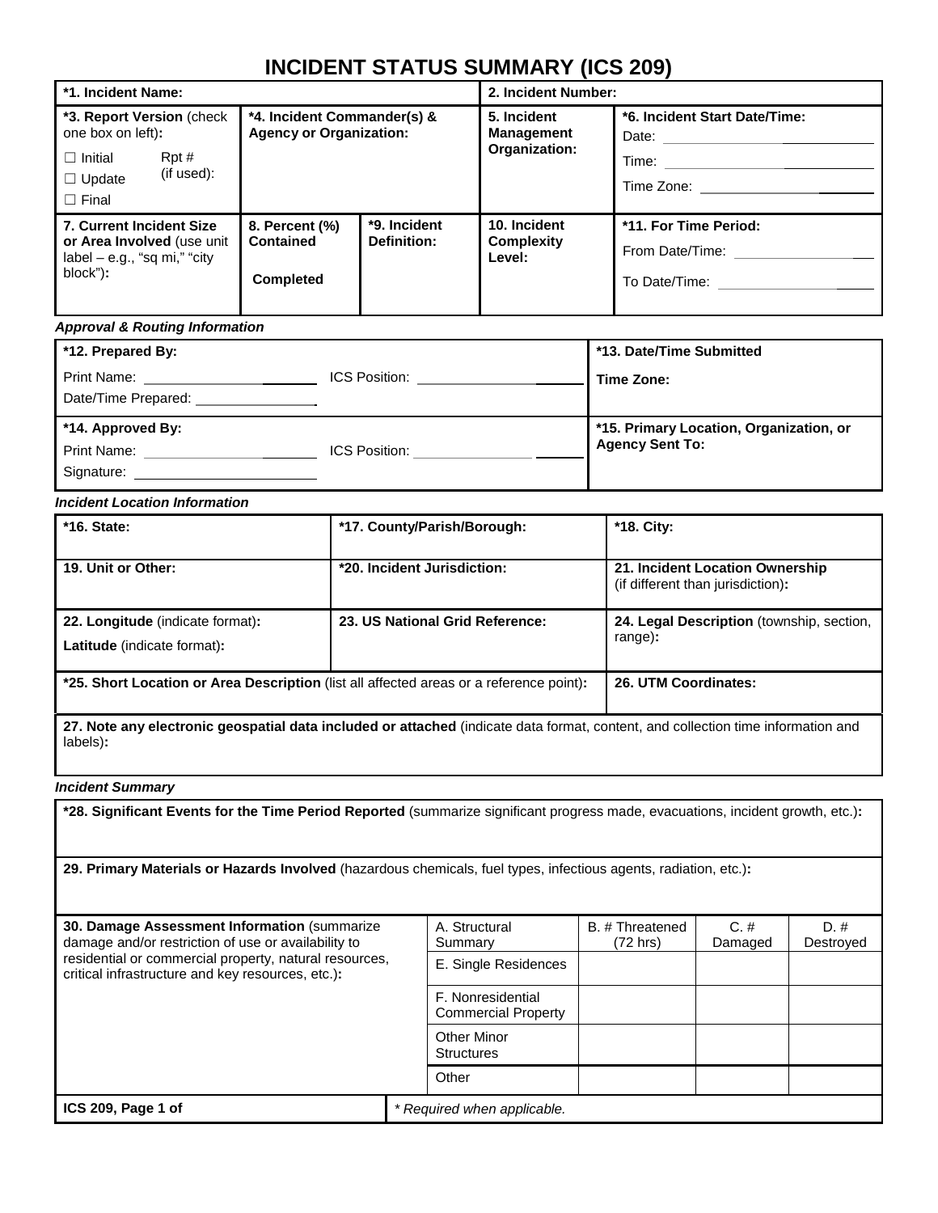# INCIDENT STATUS SUMMARY (ICS 209)

| *1. Incident Name: | | | 2. Incident Number: | |
|---|---|---|---|---|
| *3. Report Version (check one box on left): ☐ Initial ☐ Update ☐ Final Rpt # (if used): | *4. Incident Commander(s) & Agency or Organization: | | 5. Incident Management Organization: | *6. Incident Start Date/Time: Date: Time: Time Zone: |
| 7. Current Incident Size or Area Involved (use unit label – e.g., "sq mi," "city block"): | 8. Percent (%) Contained Completed | *9. Incident Definition: | 10. Incident Complexity Level: | *11. For Time Period: From Date/Time: To Date/Time: |

***Approval & Routing Information***

| *12. Prepared By: Print Name: ICS Position: Date/Time Prepared: | *13. Date/Time Submitted Time Zone: |
|---|---|
| *14. Approved By: Print Name: ICS Position: Signature: | *15. Primary Location, Organization, or Agency Sent To: |

***Incident Location Information***

| *16. State: | *17. County/Parish/Borough: | *18. City: |
|---|---|---|
| 19. Unit or Other: | *20. Incident Jurisdiction: | 21. Incident Location Ownership (if different than jurisdiction): |
| 22. Longitude (indicate format): Latitude (indicate format): | 23. US National Grid Reference: | 24. Legal Description (township, section, range): |
| *25. Short Location or Area Description (list all affected areas or a reference point): | | 26. UTM Coordinates: |
| 27. Note any electronic geospatial data included or attached (indicate data format, content, and collection time information and labels): | | |

***Incident Summary***

**\*28. Significant Events for the Time Period Reported** (summarize significant progress made, evacuations, incident growth, etc.):

**29. Primary Materials or Hazards Involved** (hazardous chemicals, fuel types, infectious agents, radiation, etc.):

| 30. Damage Assessment Information (summarize damage and/or restriction of use or availability to residential or commercial property, natural resources, critical infrastructure and key resources, etc.): | A. Structural Summary | B. # Threatened (72 hrs) | C. # Damaged | D. # Destroyed |
|---|---|---|---|---|
| | E. Single Residences | | | |
| | F. Nonresidential Commercial Property | | | |
| | Other Minor Structures | | | |
| | Other | | | |

ICS 209, Page 1 of

*\* Required when applicable.*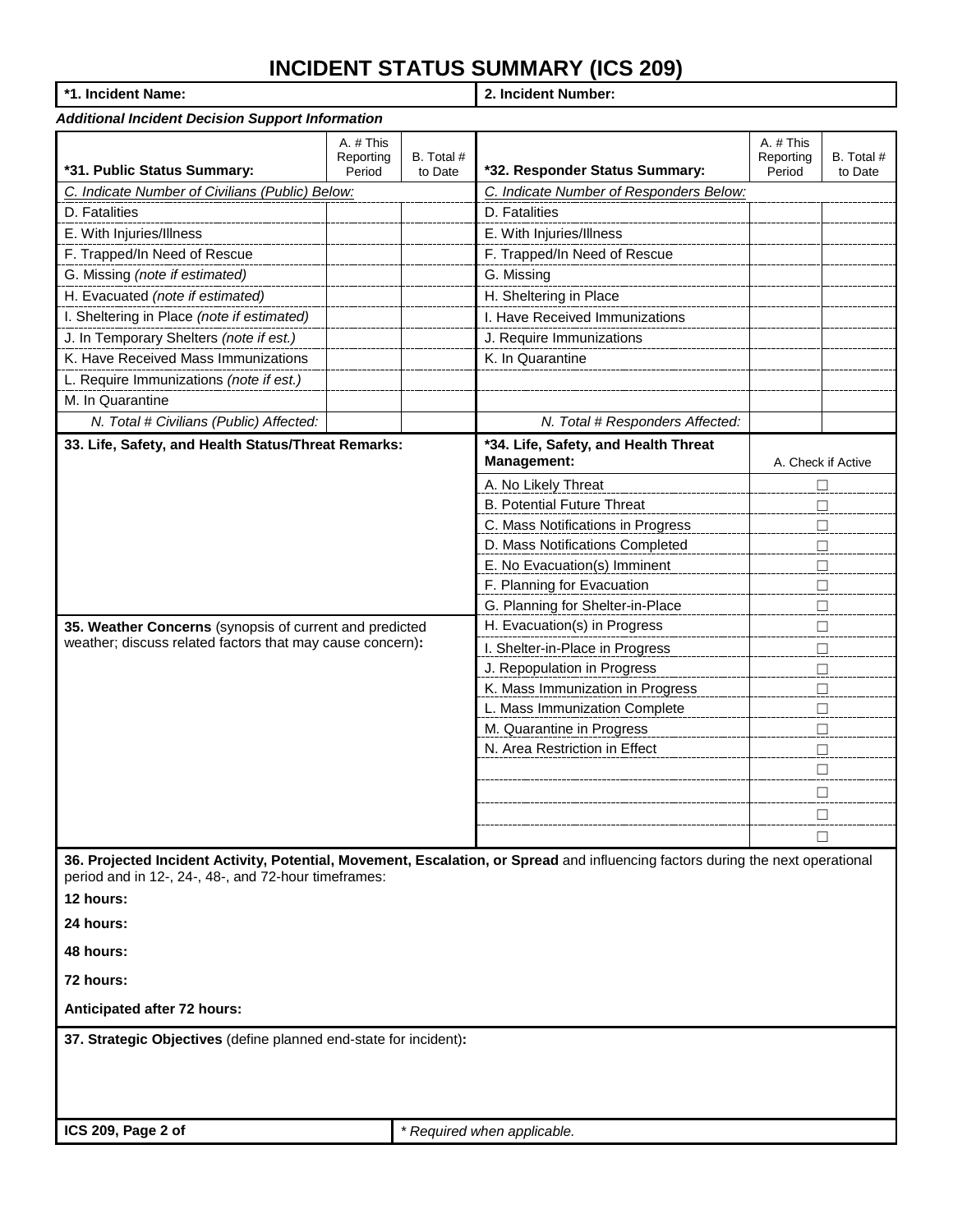# INCIDENT STATUS SUMMARY (ICS 209)

| **\*1. Incident Name:** | **2. Incident Number:** |
|---|---|

***Additional Incident Decision Support Information***

| **\*31. Public Status Summary:** | A. # This Reporting Period | B. Total # to Date | **\*32. Responder Status Summary:** | A. # This Reporting Period | B. Total # to Date |
|---|---|---|---|---|---|
| *C. Indicate Number of Civilians (Public) Below:* | | | *C. Indicate Number of Responders Below:* | | |
| D. Fatalities | | | D. Fatalities | | |
| E. With Injuries/Illness | | | E. With Injuries/Illness | | |
| F. Trapped/In Need of Rescue | | | F. Trapped/In Need of Rescue | | |
| G. Missing *(note if estimated)* | | | G. Missing | | |
| H. Evacuated *(note if estimated)* | | | H. Sheltering in Place | | |
| I. Sheltering in Place *(note if estimated)* | | | I. Have Received Immunizations | | |
| J. In Temporary Shelters *(note if est.)* | | | J. Require Immunizations | | |
| K. Have Received Mass Immunizations | | | K. In Quarantine | | |
| L. Require Immunizations *(note if est.)* | | | | | |
| M. In Quarantine | | | | | |
| *N. Total # Civilians (Public) Affected:* | | | *N. Total # Responders Affected:* | | |

**33. Life, Safety, and Health Status/Threat Remarks:**

**35. Weather Concerns** (synopsis of current and predicted weather; discuss related factors that may cause concern)**:**

| **\*34. Life, Safety, and Health Threat Management:** | A. Check if Active |
|---|---|
| A. No Likely Threat | ☐ |
| B. Potential Future Threat | ☐ |
| C. Mass Notifications in Progress | ☐ |
| D. Mass Notifications Completed | ☐ |
| E. No Evacuation(s) Imminent | ☐ |
| F. Planning for Evacuation | ☐ |
| G. Planning for Shelter-in-Place | ☐ |
| H. Evacuation(s) in Progress | ☐ |
| I. Shelter-in-Place in Progress | ☐ |
| J. Repopulation in Progress | ☐ |
| K. Mass Immunization in Progress | ☐ |
| L. Mass Immunization Complete | ☐ |
| M. Quarantine in Progress | ☐ |
| N. Area Restriction in Effect | ☐ |
| | ☐ |
| | ☐ |
| | ☐ |
| | ☐ |

**36. Projected Incident Activity, Potential, Movement, Escalation, or Spread** and influencing factors during the next operational period and in 12-, 24-, 48-, and 72-hour timeframes:

**12 hours:**

**24 hours:**

**48 hours:**

**72 hours:**

**Anticipated after 72 hours:**

**37. Strategic Objectives** (define planned end-state for incident)**:**

| **ICS 209, Page 2 of** | *\* Required when applicable.* |
|---|---|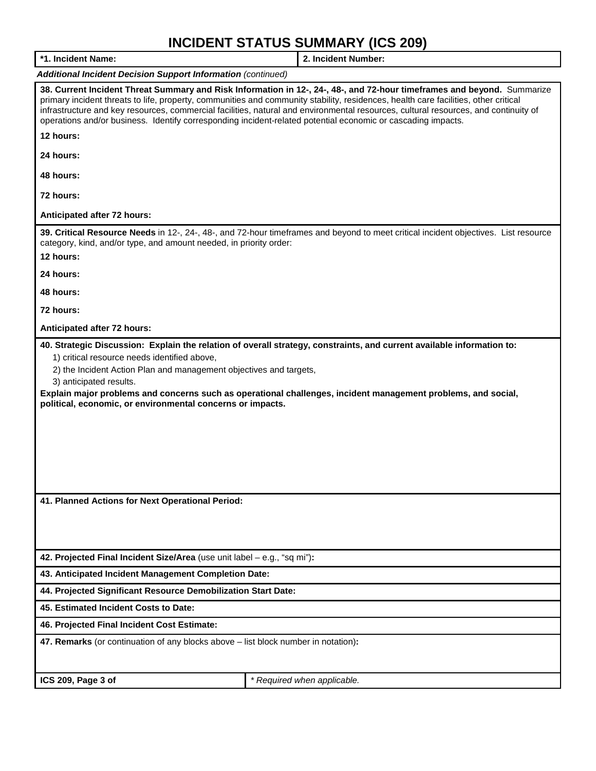# INCIDENT STATUS SUMMARY (ICS 209)

| **\*1. Incident Name:** | **2. Incident Number:** |
|---|---|

***Additional Incident Decision Support Information*** *(continued)*

**38. Current Incident Threat Summary and Risk Information in 12-, 24-, 48-, and 72-hour timeframes and beyond.** Summarize primary incident threats to life, property, communities and community stability, residences, health care facilities, other critical infrastructure and key resources, commercial facilities, natural and environmental resources, cultural resources, and continuity of operations and/or business. Identify corresponding incident-related potential economic or cascading impacts.

**12 hours:**

**24 hours:**

**48 hours:**

**72 hours:**

**Anticipated after 72 hours:**

**39. Critical Resource Needs** in 12-, 24-, 48-, and 72-hour timeframes and beyond to meet critical incident objectives. List resource category, kind, and/or type, and amount needed, in priority order:

**12 hours:**

**24 hours:**

**48 hours:**

**72 hours:**

**Anticipated after 72 hours:**

**40. Strategic Discussion: Explain the relation of overall strategy, constraints, and current available information to:**

1) critical resource needs identified above,
2) the Incident Action Plan and management objectives and targets,
3) anticipated results.

**Explain major problems and concerns such as operational challenges, incident management problems, and social, political, economic, or environmental concerns or impacts.**

**41. Planned Actions for Next Operational Period:**

**42. Projected Final Incident Size/Area** (use unit label – e.g., "sq mi")**:**

**43. Anticipated Incident Management Completion Date:**

**44. Projected Significant Resource Demobilization Start Date:**

**45. Estimated Incident Costs to Date:**

**46. Projected Final Incident Cost Estimate:**

**47. Remarks** (or continuation of any blocks above – list block number in notation)**:**

| **ICS 209, Page 3 of** | *\* Required when applicable.* |
|---|---|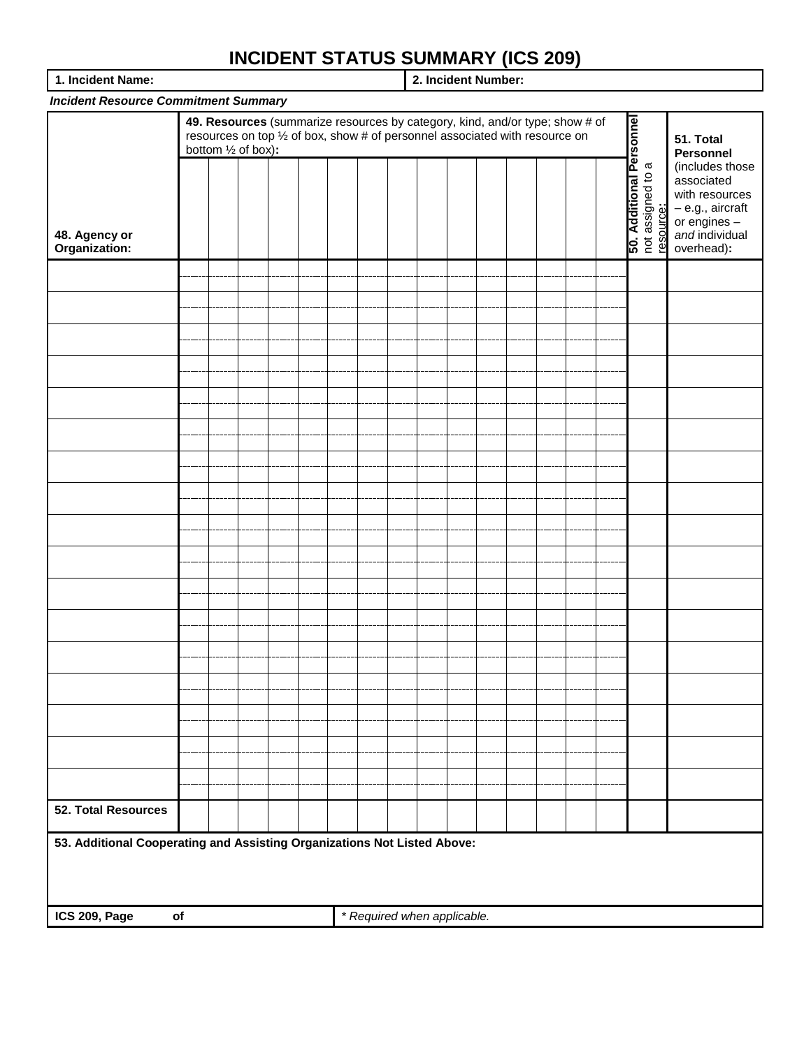# INCIDENT STATUS SUMMARY (ICS 209)

| **1. Incident Name:** | **2. Incident Number:** |
|---|---|

***Incident Resource Commitment Summary***

| **48. Agency or Organization:** | **49. Resources** (summarize resources by category, kind, and/or type; show # of resources on top ½ of box, show # of personnel associated with resource on bottom ½ of box): | | | | | | | | | | | | | | | **50. Additional Personnel** not assigned to a resource: | **51. Total Personnel** (includes those associated with resources – e.g., aircraft or engines – *and* individual overhead): |
|---|---|---|---|---|---|---|---|---|---|---|---|---|---|---|---|---|---|
| | | | | | | | | | | | | | | | | | |
| | | | | | | | | | | | | | | | | | |
| | | | | | | | | | | | | | | | | | |
| | | | | | | | | | | | | | | | | | |
| | | | | | | | | | | | | | | | | | |
| | | | | | | | | | | | | | | | | | |
| | | | | | | | | | | | | | | | | | |
| | | | | | | | | | | | | | | | | | |
| | | | | | | | | | | | | | | | | | |
| | | | | | | | | | | | | | | | | | |
| | | | | | | | | | | | | | | | | | |
| | | | | | | | | | | | | | | | | | |
| | | | | | | | | | | | | | | | | | |
| | | | | | | | | | | | | | | | | | |
| | | | | | | | | | | | | | | | | | |
| | | | | | | | | | | | | | | | | | |
| | | | | | | | | | | | | | | | | | |
| **52. Total Resources** | | | | | | | | | | | | | | | | | |

**53. Additional Cooperating and Assisting Organizations Not Listed Above:**

| **ICS 209, Page &nbsp;&nbsp;&nbsp;&nbsp; of** | *\* Required when applicable.* |
|---|---|